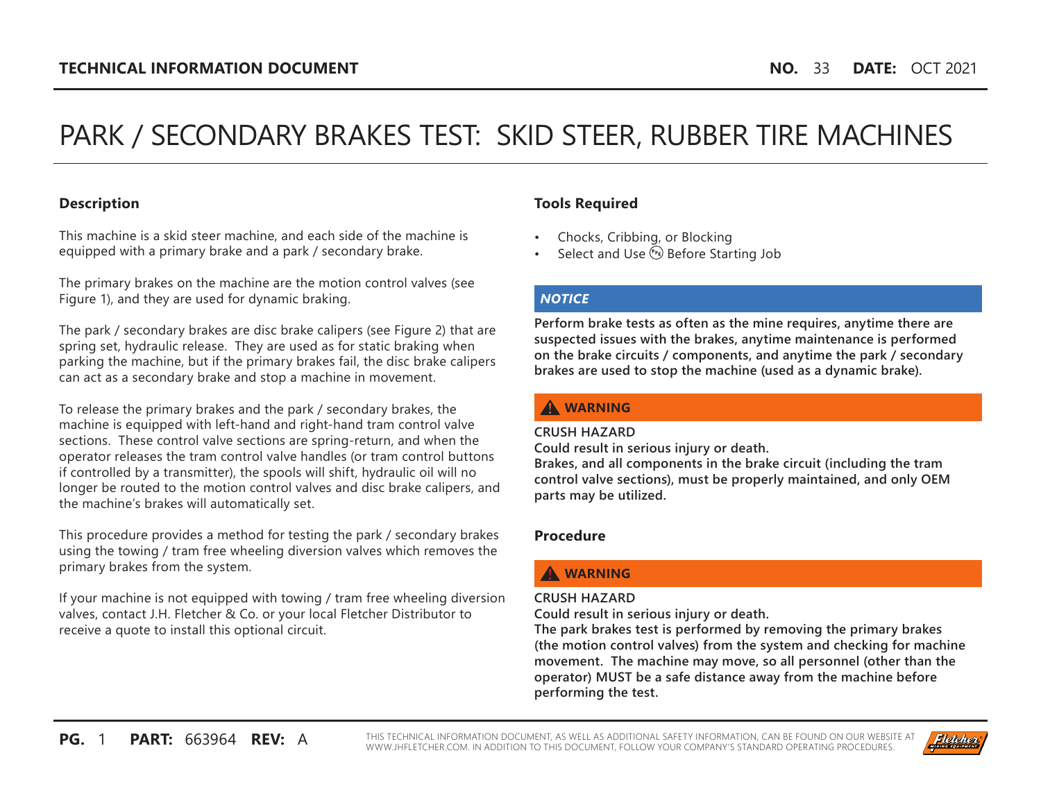TECHNICAL INFORMATION DOCUMENT **NO.** 33 **DATE:** OCT 2021

# PARK / SECONDARY BRAKES TEST: SKID STEER, RUBBER TIRE MACHINES

## Description

This machine is a skid steer machine, and each side of the machine is equipped with a primary brake and a park / secondary brake.

The primary brakes on the machine are the motion control valves (see Figure 1), and they are used for dynamic braking.

The park / secondary brakes are disc brake calipers (see Figure 2) that are spring set, hydraulic release. They are used as for static braking when parking the machine, but if the primary brakes fail, the disc brake calipers can act as a secondary brake and stop a machine in movement.

To release the primary brakes and the park / secondary brakes, the machine is equipped with left-hand and right-hand tram control valve sections. These control valve sections are spring-return, and when the operator releases the tram control valve handles (or tram control buttons if controlled by a transmitter), the spools will shift, hydraulic oil will no longer be routed to the motion control valves and disc brake calipers, and the machine's brakes will automatically set.

This procedure provides a method for testing the park / secondary brakes using the towing / tram free wheeling diversion valves which removes the primary brakes from the system.

If your machine is not equipped with towing / tram free wheeling diversion valves, contact J.H. Fletcher & Co. or your local Fletcher Distributor to receive a quote to install this optional circuit.

## Tools Required

- Chocks, Cribbing, or Blocking
- Select and Use PPE Before Starting Job

***NOTICE***

**Perform brake tests as often as the mine requires, anytime there are suspected issues with the brakes, anytime maintenance is performed on the brake circuits / components, and anytime the park / secondary brakes are used to stop the machine (used as a dynamic brake).**

**⚠ WARNING**

**CRUSH HAZARD**

**Could result in serious injury or death.**

**Brakes, and all components in the brake circuit (including the tram control valve sections), must be properly maintained, and only OEM parts may be utilized.**

## Procedure

**⚠ WARNING**

**CRUSH HAZARD**

**Could result in serious injury or death.**

**The park brakes test is performed by removing the primary brakes (the motion control valves) from the system and checking for machine movement. The machine may move, so all personnel (other than the operator) MUST be a safe distance away from the machine before performing the test.**

**PG.** 1 **PART:** 663964 **REV:** A

THIS TECHNICAL INFORMATION DOCUMENT, AS WELL AS ADDITIONAL SAFETY INFORMATION, CAN BE FOUND ON OUR WEBSITE AT WWW.JHFLETCHER.COM. IN ADDITION TO THIS DOCUMENT, FOLLOW YOUR COMPANY'S STANDARD OPERATING PROCEDURES.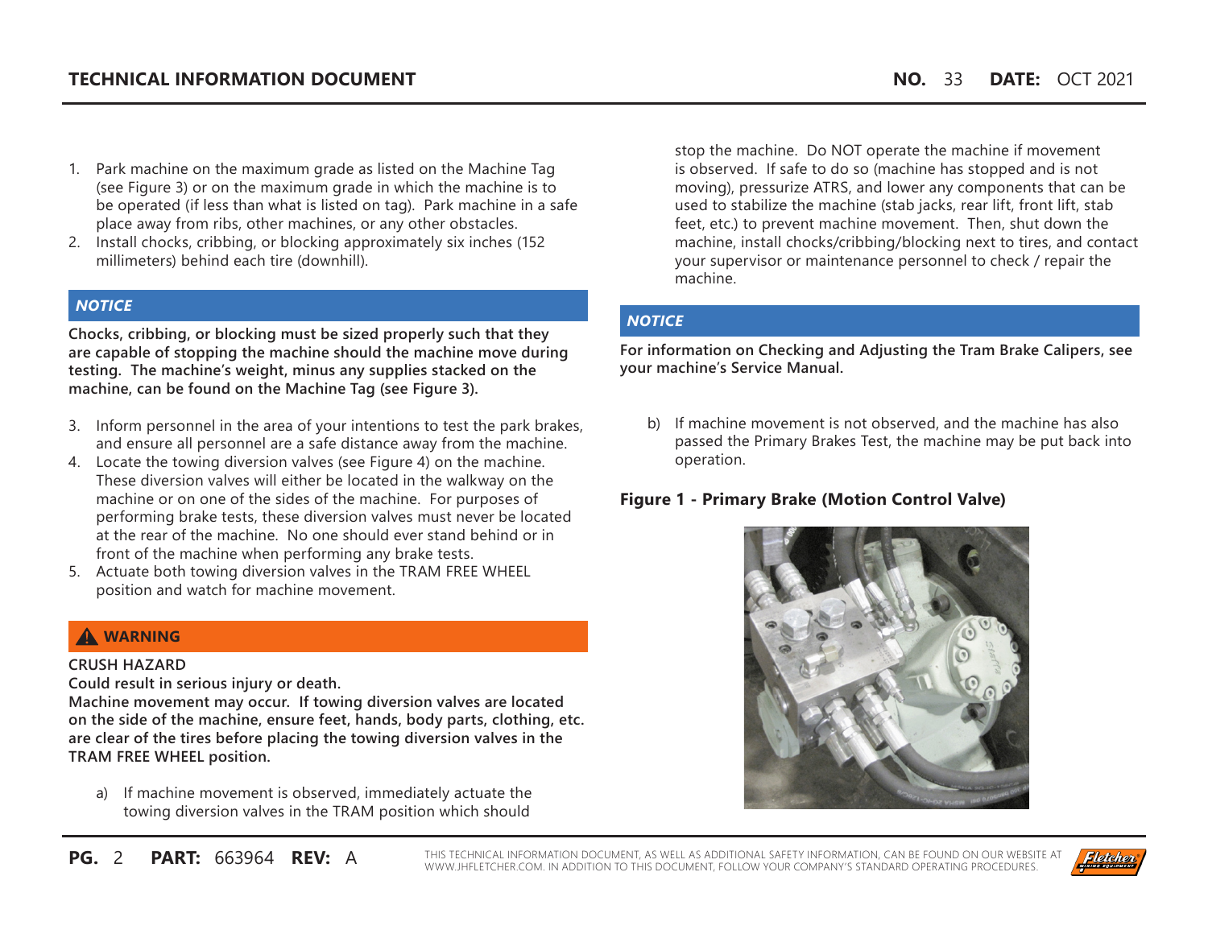1. Park machine on the maximum grade as listed on the Machine Tag (see Figure 3) or on the maximum grade in which the machine is to be operated (if less than what is listed on tag). Park machine in a safe place away from ribs, other machines, or any other obstacles.
2. Install chocks, cribbing, or blocking approximately six inches (152 millimeters) behind each tire (downhill).

***NOTICE***

**Chocks, cribbing, or blocking must be sized properly such that they are capable of stopping the machine should the machine move during testing. The machine's weight, minus any supplies stacked on the machine, can be found on the Machine Tag (see Figure 3).**

3. Inform personnel in the area of your intentions to test the park brakes, and ensure all personnel are a safe distance away from the machine.
4. Locate the towing diversion valves (see Figure 4) on the machine. These diversion valves will either be located in the walkway on the machine or on one of the sides of the machine. For purposes of performing brake tests, these diversion valves must never be located at the rear of the machine. No one should ever stand behind or in front of the machine when performing any brake tests.
5. Actuate both towing diversion valves in the TRAM FREE WHEEL position and watch for machine movement.

**⚠ WARNING**

**CRUSH HAZARD**

**Could result in serious injury or death.**

**Machine movement may occur. If towing diversion valves are located on the side of the machine, ensure feet, hands, body parts, clothing, etc. are clear of the tires before placing the towing diversion valves in the TRAM FREE WHEEL position.**

a) If machine movement is observed, immediately actuate the towing diversion valves in the TRAM position which should stop the machine. Do NOT operate the machine if movement is observed. If safe to do so (machine has stopped and is not moving), pressurize ATRS, and lower any components that can be used to stabilize the machine (stab jacks, rear lift, front lift, stab feet, etc.) to prevent machine movement. Then, shut down the machine, install chocks/cribbing/blocking next to tires, and contact your supervisor or maintenance personnel to check / repair the machine.

***NOTICE***

**For information on Checking and Adjusting the Tram Brake Calipers, see your machine's Service Manual.**

b) If machine movement is not observed, and the machine has also passed the Primary Brakes Test, the machine may be put back into operation.

**Figure 1 - Primary Brake (Motion Control Valve)**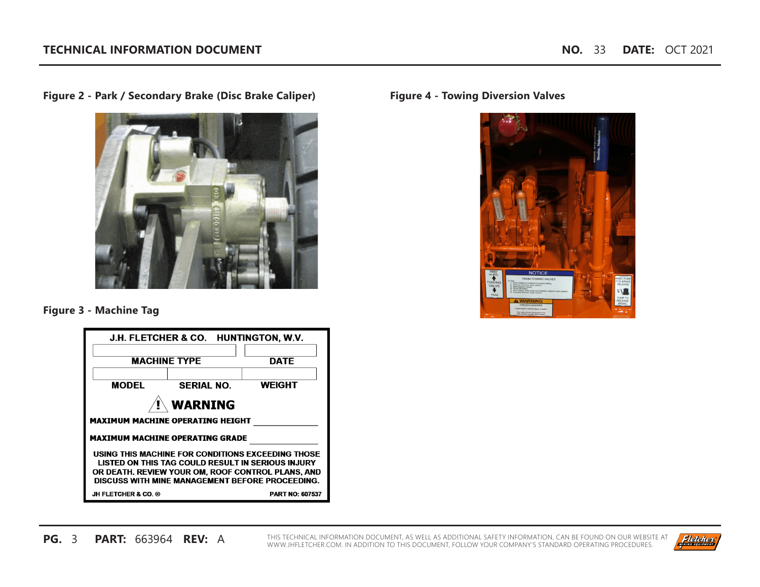**Figure 2 - Park / Secondary Brake (Disc Brake Caliper)**

**Figure 3 - Machine Tag**

J.H. FLETCHER & CO. HUNTINGTON, W.V.

| MACHINE TYPE | | DATE |
|---|---|---|
| MODEL | SERIAL NO. | WEIGHT |

⚠ **WARNING**

**MAXIMUM MACHINE OPERATING HEIGHT** \_\_\_\_\_\_\_\_\_\_\_\_

**MAXIMUM MACHINE OPERATING GRADE** \_\_\_\_\_\_\_\_\_\_\_\_

**USING THIS MACHINE FOR CONDITIONS EXCEEDING THOSE LISTED ON THIS TAG COULD RESULT IN SERIOUS INJURY OR DEATH. REVIEW YOUR OM, ROOF CONTROL PLANS, AND DISCUSS WITH MINE MANAGEMENT BEFORE PROCEEDING.**

JH FLETCHER & CO. ® PART NO: 607537

**Figure 4 - Towing Diversion Valves**